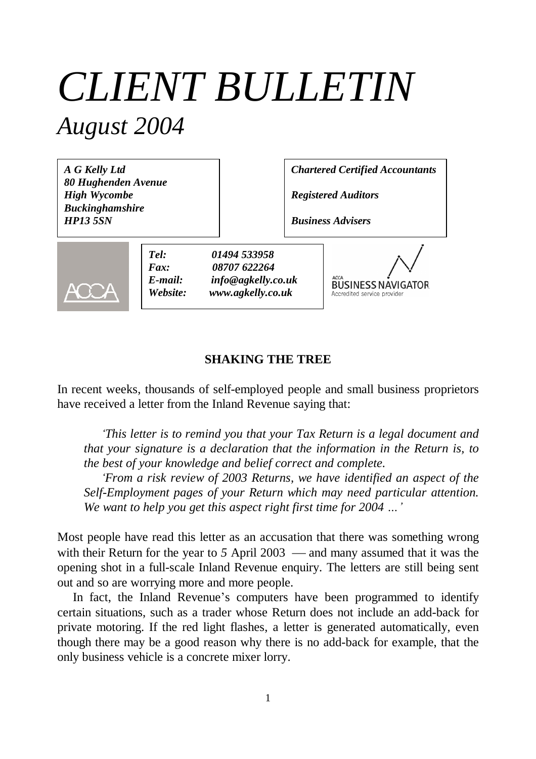# *CLIENT BULLETIN*

## *August 2004*

***A G Kelly Ltd***
***80 Hughenden Avenue***
***High Wycombe***
***Buckinghamshire***
***HP13 5SN***

***Chartered Certified Accountants***

***Registered Auditors***

***Business Advisers***

***Tel:*** ***01494 533958***
***Fax:*** ***08707 622264***
***E-mail:*** ***info@agkelly.co.uk***
***Website:*** ***www.agkelly.co.uk***

ACCA

ACCA BUSINESS NAVIGATOR
Accredited service provider

### SHAKING THE TREE

In recent weeks, thousands of self-employed people and small business proprietors have received a letter from the Inland Revenue saying that:

> *'This letter is to remind you that your Tax Return is a legal document and that your signature is a declaration that the information in the Return is, to the best of your knowledge and belief correct and complete.*
>
> *'From a risk review of 2003 Returns, we have identified an aspect of the Self-Employment pages of your Return which may need particular attention. We want to help you get this aspect right first time for 2004 …'*

Most people have read this letter as an accusation that there was something wrong with their Return for the year to *5* April 2003 — and many assumed that it was the opening shot in a full-scale Inland Revenue enquiry. The letters are still being sent out and so are worrying more and more people.

In fact, the Inland Revenue's computers have been programmed to identify certain situations, such as a trader whose Return does not include an add-back for private motoring. If the red light flashes, a letter is generated automatically, even though there may be a good reason why there is no add-back for example, that the only business vehicle is a concrete mixer lorry.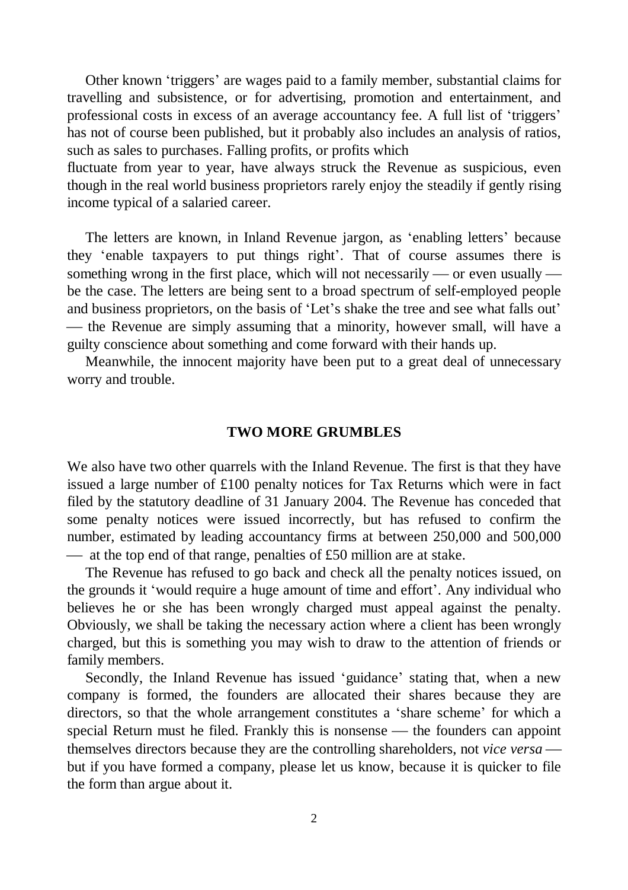Other known 'triggers' are wages paid to a family member, substantial claims for travelling and subsistence, or for advertising, promotion and entertainment, and professional costs in excess of an average accountancy fee. A full list of 'triggers' has not of course been published, but it probably also includes an analysis of ratios, such as sales to purchases. Falling profits, or profits which fluctuate from year to year, have always struck the Revenue as suspicious, even though in the real world business proprietors rarely enjoy the steadily if gently rising income typical of a salaried career.

The letters are known, in Inland Revenue jargon, as 'enabling letters' because they 'enable taxpayers to put things right'. That of course assumes there is something wrong in the first place, which will not necessarily — or even usually — be the case. The letters are being sent to a broad spectrum of self-employed people and business proprietors, on the basis of 'Let's shake the tree and see what falls out' — the Revenue are simply assuming that a minority, however small, will have a guilty conscience about something and come forward with their hands up.

Meanwhile, the innocent majority have been put to a great deal of unnecessary worry and trouble.

## TWO MORE GRUMBLES

We also have two other quarrels with the Inland Revenue. The first is that they have issued a large number of £100 penalty notices for Tax Returns which were in fact filed by the statutory deadline of 31 January 2004. The Revenue has conceded that some penalty notices were issued incorrectly, but has refused to confirm the number, estimated by leading accountancy firms at between 250,000 and 500,000 — at the top end of that range, penalties of £50 million are at stake.

The Revenue has refused to go back and check all the penalty notices issued, on the grounds it 'would require a huge amount of time and effort'. Any individual who believes he or she has been wrongly charged must appeal against the penalty. Obviously, we shall be taking the necessary action where a client has been wrongly charged, but this is something you may wish to draw to the attention of friends or family members.

Secondly, the Inland Revenue has issued 'guidance' stating that, when a new company is formed, the founders are allocated their shares because they are directors, so that the whole arrangement constitutes a 'share scheme' for which a special Return must he filed. Frankly this is nonsense — the founders can appoint themselves directors because they are the controlling shareholders, not *vice versa* — but if you have formed a company, please let us know, because it is quicker to file the form than argue about it.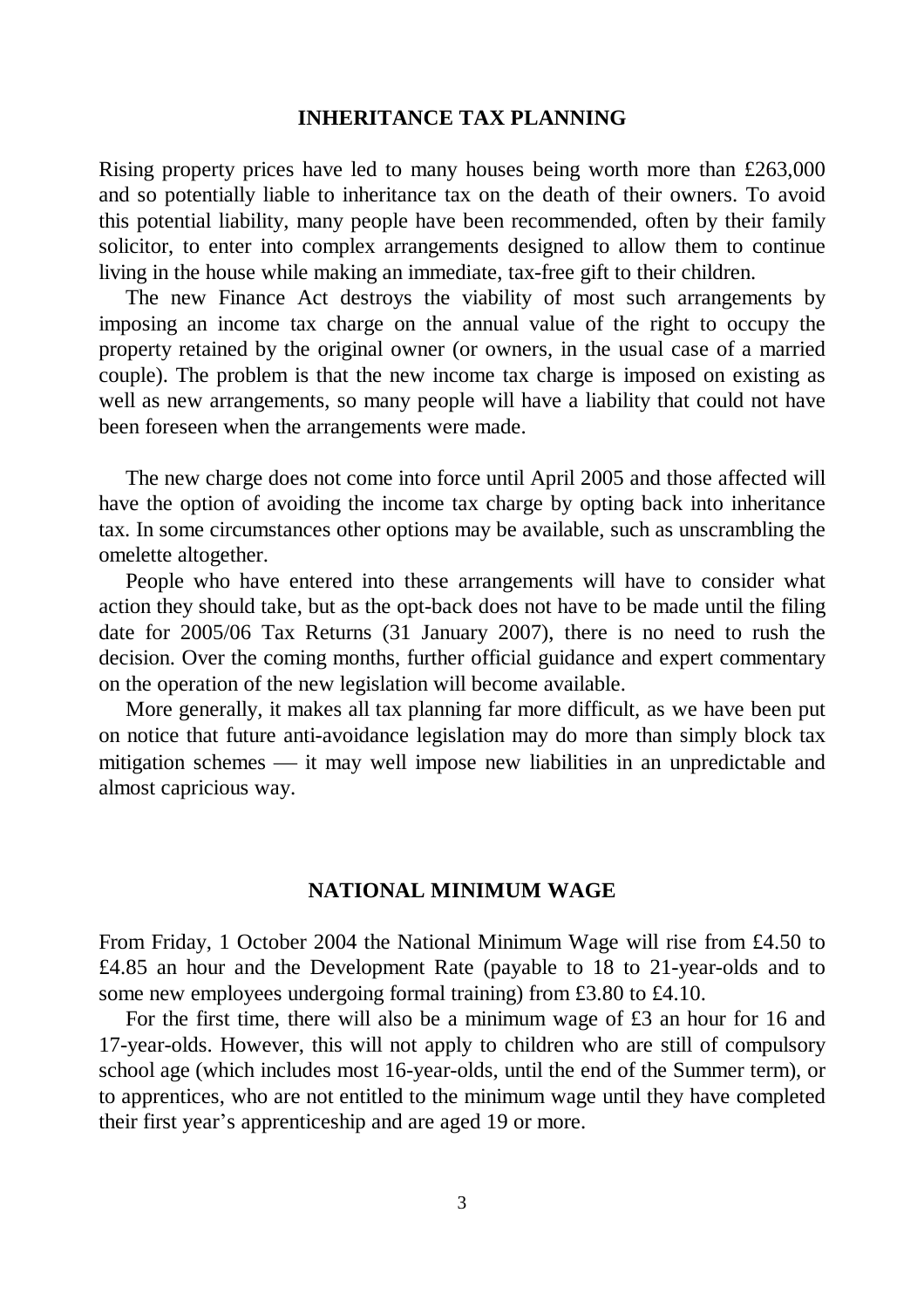## INHERITANCE TAX PLANNING

Rising property prices have led to many houses being worth more than £263,000 and so potentially liable to inheritance tax on the death of their owners. To avoid this potential liability, many people have been recommended, often by their family solicitor, to enter into complex arrangements designed to allow them to continue living in the house while making an immediate, tax-free gift to their children.

The new Finance Act destroys the viability of most such arrangements by imposing an income tax charge on the annual value of the right to occupy the property retained by the original owner (or owners, in the usual case of a married couple). The problem is that the new income tax charge is imposed on existing as well as new arrangements, so many people will have a liability that could not have been foreseen when the arrangements were made.

The new charge does not come into force until April 2005 and those affected will have the option of avoiding the income tax charge by opting back into inheritance tax. In some circumstances other options may be available, such as unscrambling the omelette altogether.

People who have entered into these arrangements will have to consider what action they should take, but as the opt-back does not have to be made until the filing date for 2005/06 Tax Returns (31 January 2007), there is no need to rush the decision. Over the coming months, further official guidance and expert commentary on the operation of the new legislation will become available.

More generally, it makes all tax planning far more difficult, as we have been put on notice that future anti-avoidance legislation may do more than simply block tax mitigation schemes — it may well impose new liabilities in an unpredictable and almost capricious way.

## NATIONAL MINIMUM WAGE

From Friday, 1 October 2004 the National Minimum Wage will rise from £4.50 to £4.85 an hour and the Development Rate (payable to 18 to 21-year-olds and to some new employees undergoing formal training) from £3.80 to £4.10.

For the first time, there will also be a minimum wage of £3 an hour for 16 and 17-year-olds. However, this will not apply to children who are still of compulsory school age (which includes most 16-year-olds, until the end of the Summer term), or to apprentices, who are not entitled to the minimum wage until they have completed their first year's apprenticeship and are aged 19 or more.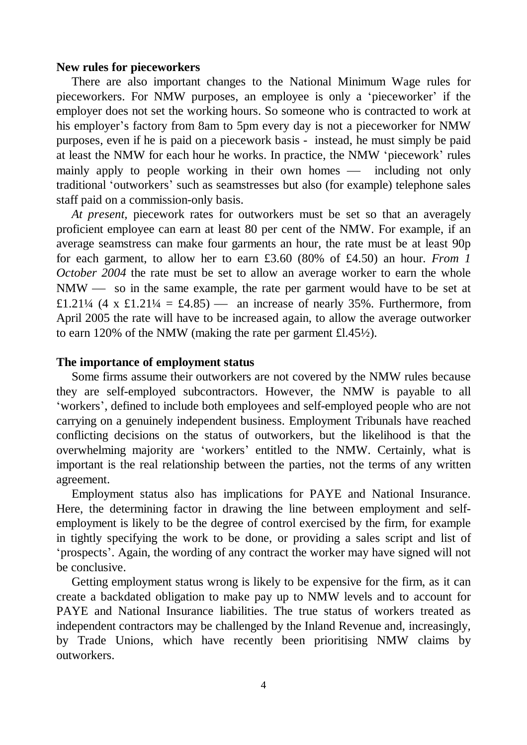**New rules for pieceworkers**

There are also important changes to the National Minimum Wage rules for pieceworkers. For NMW purposes, an employee is only a 'pieceworker' if the employer does not set the working hours. So someone who is contracted to work at his employer's factory from 8am to 5pm every day is not a pieceworker for NMW purposes, even if he is paid on a piecework basis - instead, he must simply be paid at least the NMW for each hour he works. In practice, the NMW 'piecework' rules mainly apply to people working in their own homes — including not only traditional 'outworkers' such as seamstresses but also (for example) telephone sales staff paid on a commission-only basis.

*At present*, piecework rates for outworkers must be set so that an averagely proficient employee can earn at least 80 per cent of the NMW. For example, if an average seamstress can make four garments an hour, the rate must be at least 90p for each garment, to allow her to earn £3.60 (80% of £4.50) an hour. *From 1 October 2004* the rate must be set to allow an average worker to earn the whole NMW — so in the same example, the rate per garment would have to be set at £1.21¼ (4 x £1.21¼ = £4.85) — an increase of nearly 35%. Furthermore, from April 2005 the rate will have to be increased again, to allow the average outworker to earn 120% of the NMW (making the rate per garment £l.45½).

**The importance of employment status**

Some firms assume their outworkers are not covered by the NMW rules because they are self-employed subcontractors. However, the NMW is payable to all 'workers', defined to include both employees and self-employed people who are not carrying on a genuinely independent business. Employment Tribunals have reached conflicting decisions on the status of outworkers, but the likelihood is that the overwhelming majority are 'workers' entitled to the NMW. Certainly, what is important is the real relationship between the parties, not the terms of any written agreement.

Employment status also has implications for PAYE and National Insurance. Here, the determining factor in drawing the line between employment and self-employment is likely to be the degree of control exercised by the firm, for example in tightly specifying the work to be done, or providing a sales script and list of 'prospects'. Again, the wording of any contract the worker may have signed will not be conclusive.

Getting employment status wrong is likely to be expensive for the firm, as it can create a backdated obligation to make pay up to NMW levels and to account for PAYE and National Insurance liabilities. The true status of workers treated as independent contractors may be challenged by the Inland Revenue and, increasingly, by Trade Unions, which have recently been prioritising NMW claims by outworkers.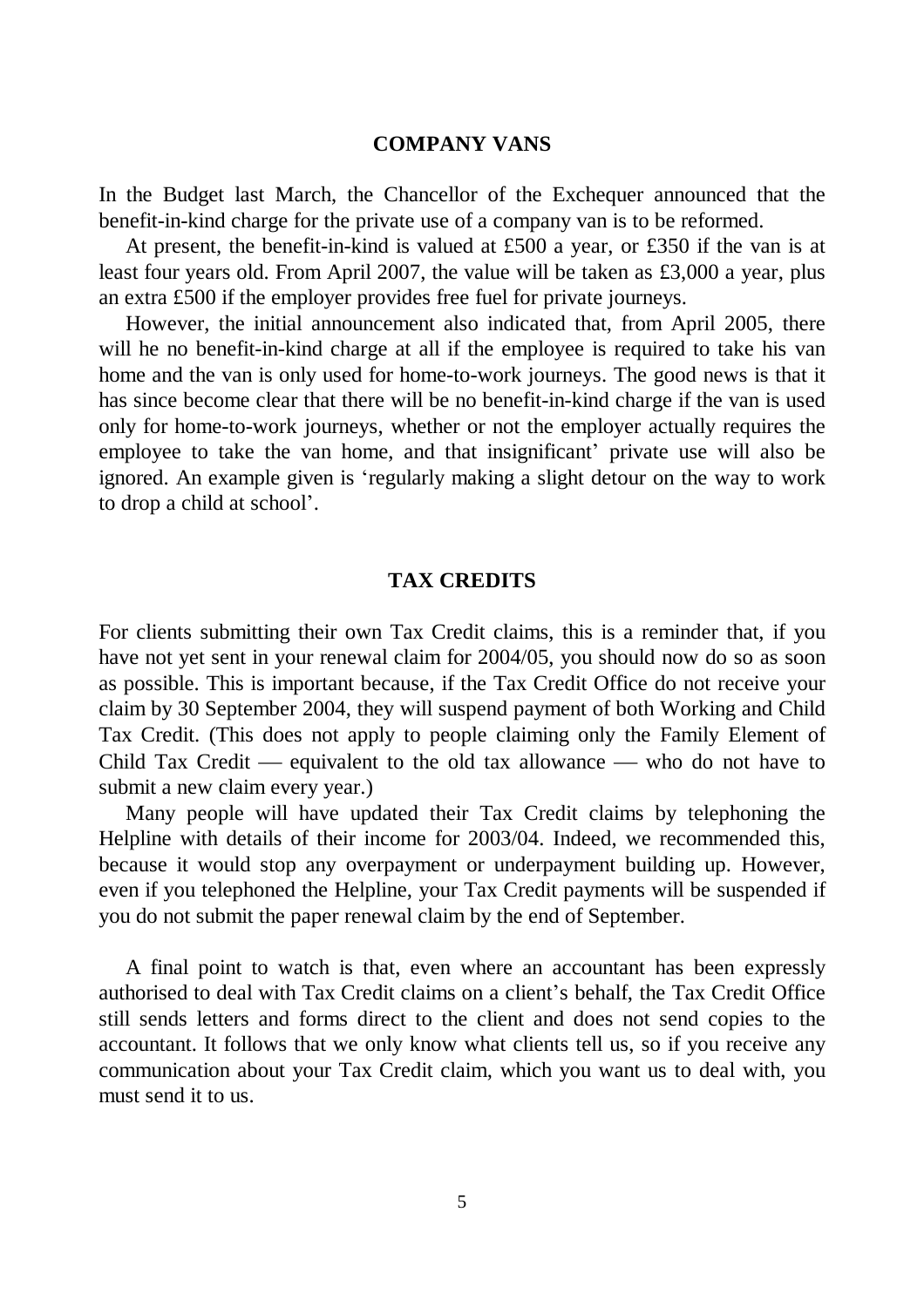## COMPANY VANS

In the Budget last March, the Chancellor of the Exchequer announced that the benefit-in-kind charge for the private use of a company van is to be reformed.

At present, the benefit-in-kind is valued at £500 a year, or £350 if the van is at least four years old. From April 2007, the value will be taken as £3,000 a year, plus an extra £500 if the employer provides free fuel for private journeys.

However, the initial announcement also indicated that, from April 2005, there will he no benefit-in-kind charge at all if the employee is required to take his van home and the van is only used for home-to-work journeys. The good news is that it has since become clear that there will be no benefit-in-kind charge if the van is used only for home-to-work journeys, whether or not the employer actually requires the employee to take the van home, and that insignificant' private use will also be ignored. An example given is 'regularly making a slight detour on the way to work to drop a child at school'.

## TAX CREDITS

For clients submitting their own Tax Credit claims, this is a reminder that, if you have not yet sent in your renewal claim for 2004/05, you should now do so as soon as possible. This is important because, if the Tax Credit Office do not receive your claim by 30 September 2004, they will suspend payment of both Working and Child Tax Credit. (This does not apply to people claiming only the Family Element of Child Tax Credit — equivalent to the old tax allowance — who do not have to submit a new claim every year.)

Many people will have updated their Tax Credit claims by telephoning the Helpline with details of their income for 2003/04. Indeed, we recommended this, because it would stop any overpayment or underpayment building up. However, even if you telephoned the Helpline, your Tax Credit payments will be suspended if you do not submit the paper renewal claim by the end of September.

A final point to watch is that, even where an accountant has been expressly authorised to deal with Tax Credit claims on a client's behalf, the Tax Credit Office still sends letters and forms direct to the client and does not send copies to the accountant. It follows that we only know what clients tell us, so if you receive any communication about your Tax Credit claim, which you want us to deal with, you must send it to us.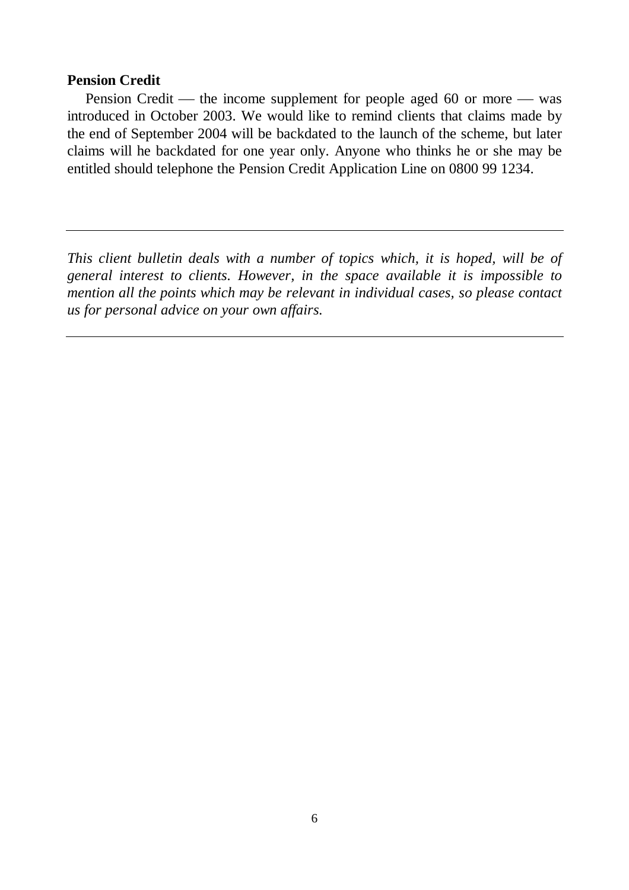**Pension Credit**

Pension Credit — the income supplement for people aged 60 or more — was introduced in October 2003. We would like to remind clients that claims made by the end of September 2004 will be backdated to the launch of the scheme, but later claims will he backdated for one year only. Anyone who thinks he or she may be entitled should telephone the Pension Credit Application Line on 0800 99 1234.

---

*This client bulletin deals with a number of topics which, it is hoped, will be of general interest to clients. However, in the space available it is impossible to mention all the points which may be relevant in individual cases, so please contact us for personal advice on your own affairs.*

---